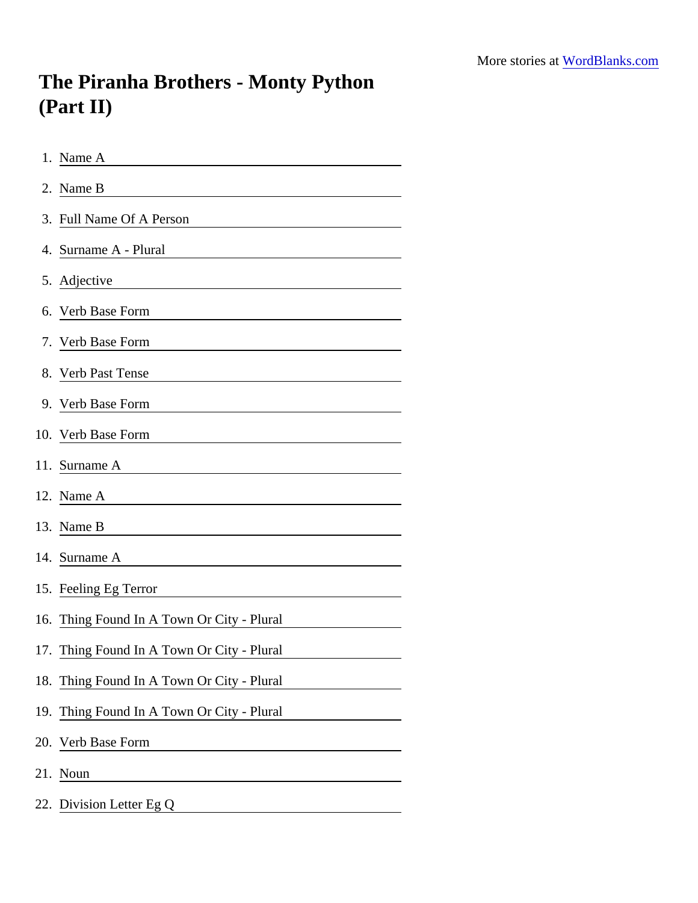More stories at [WordBlanks.com](https://www.wordblanks.com)

# The Piranha Brothers - Monty Python (Part II)

1. Name A ______________________
2. Name B ______________________
3. Full Name Of A Person ______________________
4. Surname A - Plural ______________________
5. Adjective ______________________
6. Verb Base Form ______________________
7. Verb Base Form ______________________
8. Verb Past Tense ______________________
9. Verb Base Form ______________________
10. Verb Base Form ______________________
11. Surname A ______________________
12. Name A ______________________
13. Name B ______________________
14. Surname A ______________________
15. Feeling Eg Terror ______________________
16. Thing Found In A Town Or City - Plural ______________________
17. Thing Found In A Town Or City - Plural ______________________
18. Thing Found In A Town Or City - Plural ______________________
19. Thing Found In A Town Or City - Plural ______________________
20. Verb Base Form ______________________
21. Noun ______________________
22. Division Letter Eg Q ______________________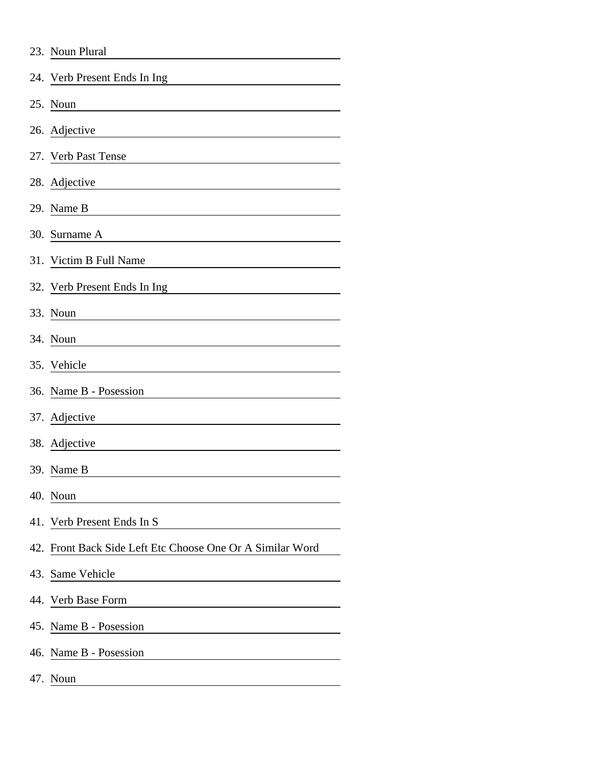23. Noun Plural ______________________
24. Verb Present Ends In Ing ______________________
25. Noun ______________________
26. Adjective ______________________
27. Verb Past Tense ______________________
28. Adjective ______________________
29. Name B ______________________
30. Surname A ______________________
31. Victim B Full Name ______________________
32. Verb Present Ends In Ing ______________________
33. Noun ______________________
34. Noun ______________________
35. Vehicle ______________________
36. Name B - Posession ______________________
37. Adjective ______________________
38. Adjective ______________________
39. Name B ______________________
40. Noun ______________________
41. Verb Present Ends In S ______________________
42. Front Back Side Left Etc Choose One Or A Similar Word ______________________
43. Same Vehicle ______________________
44. Verb Base Form ______________________
45. Name B - Posession ______________________
46. Name B - Posession ______________________
47. Noun ______________________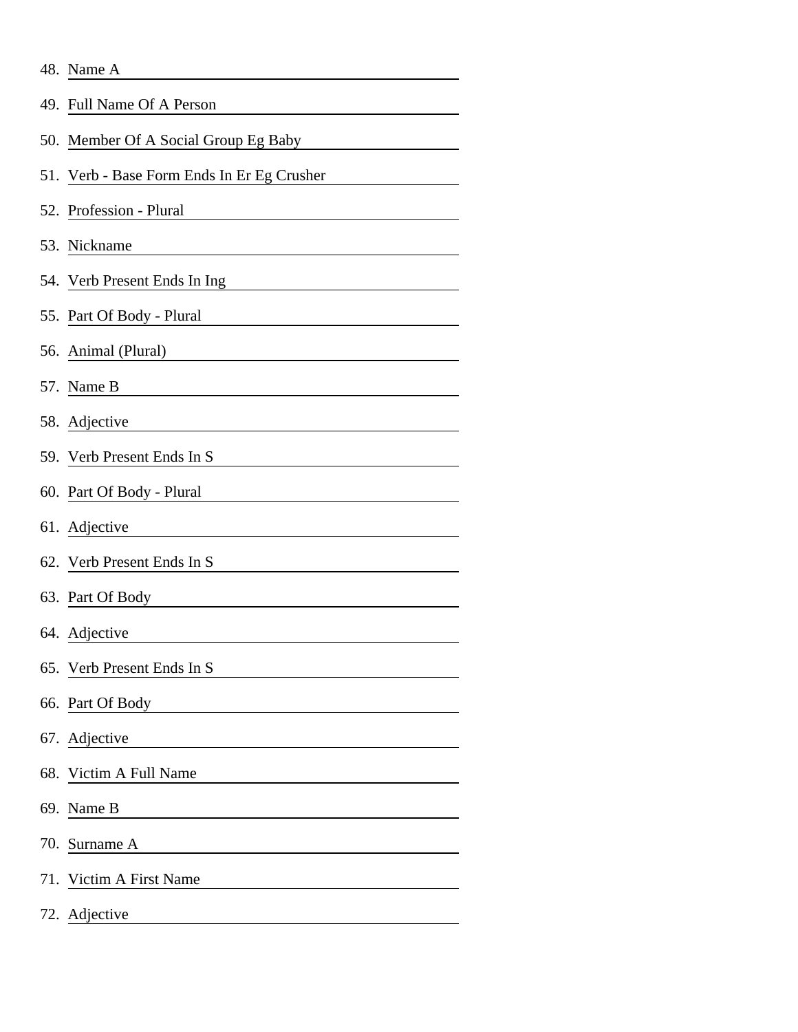48. Name A ______________________________

49. Full Name Of A Person ______________________________

50. Member Of A Social Group Eg Baby ______________________________

51. Verb - Base Form Ends In Er Eg Crusher ______________________________

52. Profession - Plural ______________________________

53. Nickname ______________________________

54. Verb Present Ends In Ing ______________________________

55. Part Of Body - Plural ______________________________

56. Animal (Plural) ______________________________

57. Name B ______________________________

58. Adjective ______________________________

59. Verb Present Ends In S ______________________________

60. Part Of Body - Plural ______________________________

61. Adjective ______________________________

62. Verb Present Ends In S ______________________________

63. Part Of Body ______________________________

64. Adjective ______________________________

65. Verb Present Ends In S ______________________________

66. Part Of Body ______________________________

67. Adjective ______________________________

68. Victim A Full Name ______________________________

69. Name B ______________________________

70. Surname A ______________________________

71. Victim A First Name ______________________________

72. Adjective ______________________________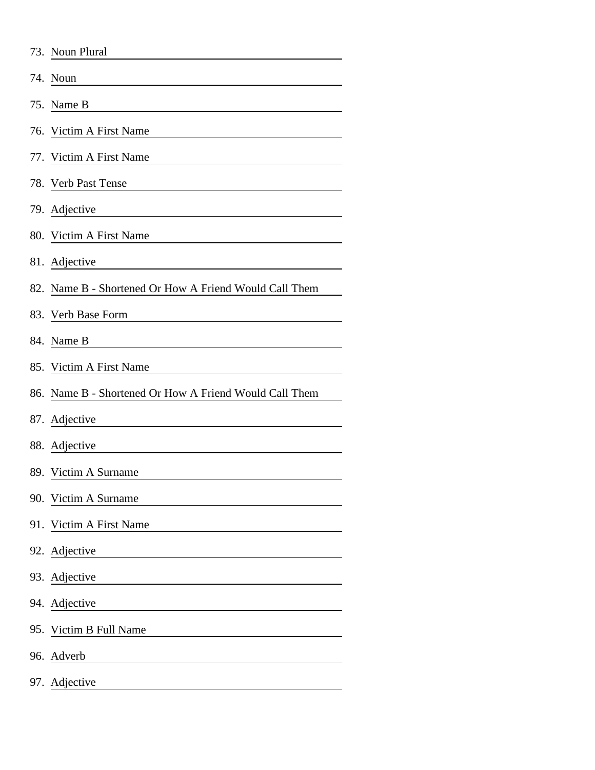73. Noun Plural \_\_\_\_\_\_\_\_\_\_\_\_\_\_\_\_\_\_\_\_

74. Noun \_\_\_\_\_\_\_\_\_\_\_\_\_\_\_\_\_\_\_\_

75. Name B \_\_\_\_\_\_\_\_\_\_\_\_\_\_\_\_\_\_\_\_

76. Victim A First Name \_\_\_\_\_\_\_\_\_\_\_\_\_\_\_\_\_\_\_\_

77. Victim A First Name \_\_\_\_\_\_\_\_\_\_\_\_\_\_\_\_\_\_\_\_

78. Verb Past Tense \_\_\_\_\_\_\_\_\_\_\_\_\_\_\_\_\_\_\_\_

79. Adjective \_\_\_\_\_\_\_\_\_\_\_\_\_\_\_\_\_\_\_\_

80. Victim A First Name \_\_\_\_\_\_\_\_\_\_\_\_\_\_\_\_\_\_\_\_

81. Adjective \_\_\_\_\_\_\_\_\_\_\_\_\_\_\_\_\_\_\_\_

82. Name B - Shortened Or How A Friend Would Call Them \_\_\_\_\_\_\_\_\_\_\_\_\_\_\_\_\_\_\_\_

83. Verb Base Form \_\_\_\_\_\_\_\_\_\_\_\_\_\_\_\_\_\_\_\_

84. Name B \_\_\_\_\_\_\_\_\_\_\_\_\_\_\_\_\_\_\_\_

85. Victim A First Name \_\_\_\_\_\_\_\_\_\_\_\_\_\_\_\_\_\_\_\_

86. Name B - Shortened Or How A Friend Would Call Them \_\_\_\_\_\_\_\_\_\_\_\_\_\_\_\_\_\_\_\_

87. Adjective \_\_\_\_\_\_\_\_\_\_\_\_\_\_\_\_\_\_\_\_

88. Adjective \_\_\_\_\_\_\_\_\_\_\_\_\_\_\_\_\_\_\_\_

89. Victim A Surname \_\_\_\_\_\_\_\_\_\_\_\_\_\_\_\_\_\_\_\_

90. Victim A Surname \_\_\_\_\_\_\_\_\_\_\_\_\_\_\_\_\_\_\_\_

91. Victim A First Name \_\_\_\_\_\_\_\_\_\_\_\_\_\_\_\_\_\_\_\_

92. Adjective \_\_\_\_\_\_\_\_\_\_\_\_\_\_\_\_\_\_\_\_

93. Adjective \_\_\_\_\_\_\_\_\_\_\_\_\_\_\_\_\_\_\_\_

94. Adjective \_\_\_\_\_\_\_\_\_\_\_\_\_\_\_\_\_\_\_\_

95. Victim B Full Name \_\_\_\_\_\_\_\_\_\_\_\_\_\_\_\_\_\_\_\_

96. Adverb \_\_\_\_\_\_\_\_\_\_\_\_\_\_\_\_\_\_\_\_

97. Adjective \_\_\_\_\_\_\_\_\_\_\_\_\_\_\_\_\_\_\_\_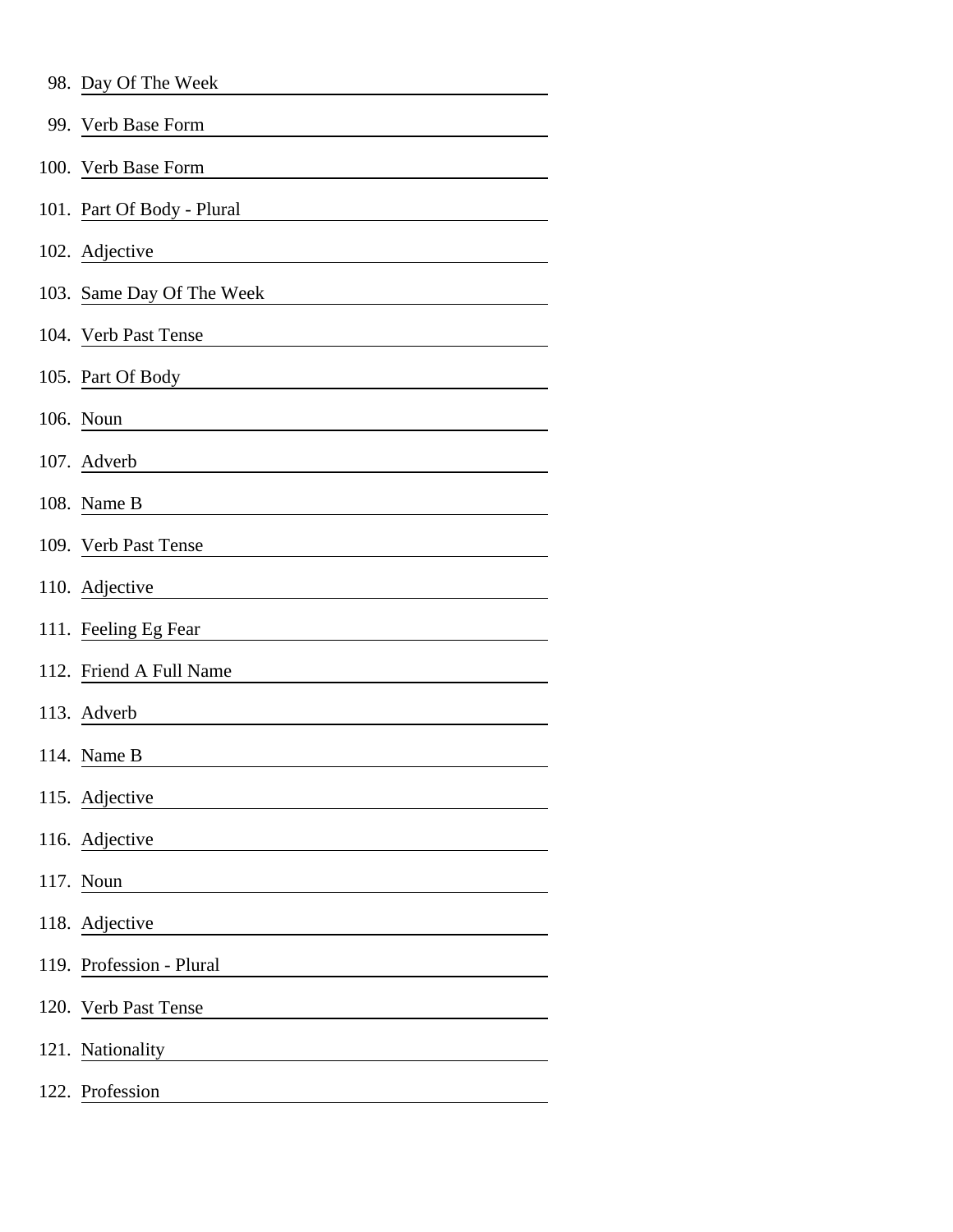98. Day Of The Week \_\_\_\_\_\_\_\_\_\_\_\_\_\_\_\_\_\_\_\_

99. Verb Base Form \_\_\_\_\_\_\_\_\_\_\_\_\_\_\_\_\_\_\_\_

100. Verb Base Form \_\_\_\_\_\_\_\_\_\_\_\_\_\_\_\_\_\_\_\_

101. Part Of Body - Plural \_\_\_\_\_\_\_\_\_\_\_\_\_\_\_\_\_\_\_\_

102. Adjective \_\_\_\_\_\_\_\_\_\_\_\_\_\_\_\_\_\_\_\_

103. Same Day Of The Week \_\_\_\_\_\_\_\_\_\_\_\_\_\_\_\_\_\_\_\_

104. Verb Past Tense \_\_\_\_\_\_\_\_\_\_\_\_\_\_\_\_\_\_\_\_

105. Part Of Body \_\_\_\_\_\_\_\_\_\_\_\_\_\_\_\_\_\_\_\_

106. Noun \_\_\_\_\_\_\_\_\_\_\_\_\_\_\_\_\_\_\_\_

107. Adverb \_\_\_\_\_\_\_\_\_\_\_\_\_\_\_\_\_\_\_\_

108. Name B \_\_\_\_\_\_\_\_\_\_\_\_\_\_\_\_\_\_\_\_

109. Verb Past Tense \_\_\_\_\_\_\_\_\_\_\_\_\_\_\_\_\_\_\_\_

110. Adjective \_\_\_\_\_\_\_\_\_\_\_\_\_\_\_\_\_\_\_\_

111. Feeling Eg Fear \_\_\_\_\_\_\_\_\_\_\_\_\_\_\_\_\_\_\_\_

112. Friend A Full Name \_\_\_\_\_\_\_\_\_\_\_\_\_\_\_\_\_\_\_\_

113. Adverb \_\_\_\_\_\_\_\_\_\_\_\_\_\_\_\_\_\_\_\_

114. Name B \_\_\_\_\_\_\_\_\_\_\_\_\_\_\_\_\_\_\_\_

115. Adjective \_\_\_\_\_\_\_\_\_\_\_\_\_\_\_\_\_\_\_\_

116. Adjective \_\_\_\_\_\_\_\_\_\_\_\_\_\_\_\_\_\_\_\_

117. Noun \_\_\_\_\_\_\_\_\_\_\_\_\_\_\_\_\_\_\_\_

118. Adjective \_\_\_\_\_\_\_\_\_\_\_\_\_\_\_\_\_\_\_\_

119. Profession - Plural \_\_\_\_\_\_\_\_\_\_\_\_\_\_\_\_\_\_\_\_

120. Verb Past Tense \_\_\_\_\_\_\_\_\_\_\_\_\_\_\_\_\_\_\_\_

121. Nationality \_\_\_\_\_\_\_\_\_\_\_\_\_\_\_\_\_\_\_\_

122. Profession \_\_\_\_\_\_\_\_\_\_\_\_\_\_\_\_\_\_\_\_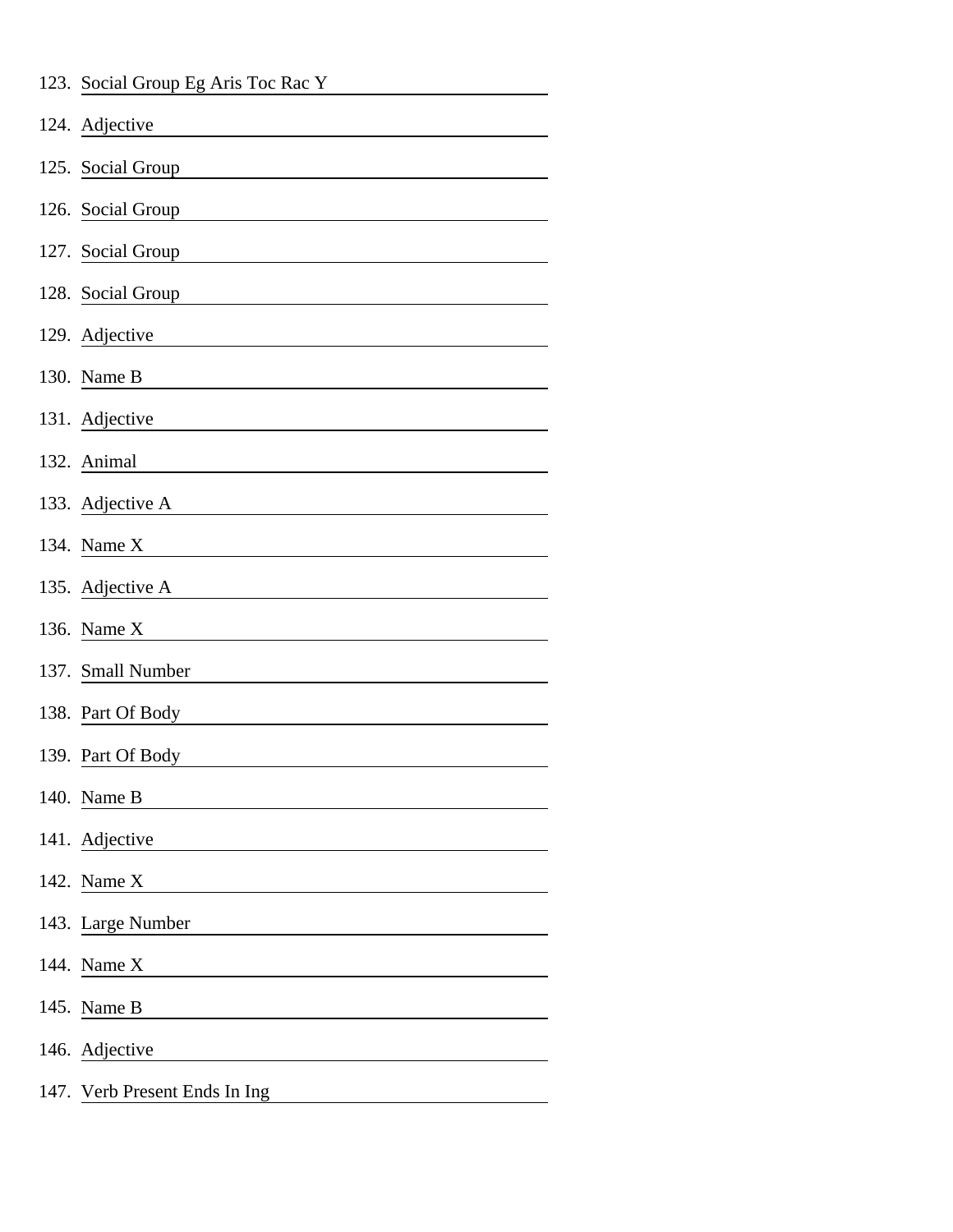123. Social Group Eg Aris Toc Rac Y \_\_\_\_\_\_\_\_\_\_\_\_\_\_\_\_
124. Adjective \_\_\_\_\_\_\_\_\_\_\_\_\_\_\_\_
125. Social Group \_\_\_\_\_\_\_\_\_\_\_\_\_\_\_\_
126. Social Group \_\_\_\_\_\_\_\_\_\_\_\_\_\_\_\_
127. Social Group \_\_\_\_\_\_\_\_\_\_\_\_\_\_\_\_
128. Social Group \_\_\_\_\_\_\_\_\_\_\_\_\_\_\_\_
129. Adjective \_\_\_\_\_\_\_\_\_\_\_\_\_\_\_\_
130. Name B \_\_\_\_\_\_\_\_\_\_\_\_\_\_\_\_
131. Adjective \_\_\_\_\_\_\_\_\_\_\_\_\_\_\_\_
132. Animal \_\_\_\_\_\_\_\_\_\_\_\_\_\_\_\_
133. Adjective A \_\_\_\_\_\_\_\_\_\_\_\_\_\_\_\_
134. Name X \_\_\_\_\_\_\_\_\_\_\_\_\_\_\_\_
135. Adjective A \_\_\_\_\_\_\_\_\_\_\_\_\_\_\_\_
136. Name X \_\_\_\_\_\_\_\_\_\_\_\_\_\_\_\_
137. Small Number \_\_\_\_\_\_\_\_\_\_\_\_\_\_\_\_
138. Part Of Body \_\_\_\_\_\_\_\_\_\_\_\_\_\_\_\_
139. Part Of Body \_\_\_\_\_\_\_\_\_\_\_\_\_\_\_\_
140. Name B \_\_\_\_\_\_\_\_\_\_\_\_\_\_\_\_
141. Adjective \_\_\_\_\_\_\_\_\_\_\_\_\_\_\_\_
142. Name X \_\_\_\_\_\_\_\_\_\_\_\_\_\_\_\_
143. Large Number \_\_\_\_\_\_\_\_\_\_\_\_\_\_\_\_
144. Name X \_\_\_\_\_\_\_\_\_\_\_\_\_\_\_\_
145. Name B \_\_\_\_\_\_\_\_\_\_\_\_\_\_\_\_
146. Adjective \_\_\_\_\_\_\_\_\_\_\_\_\_\_\_\_
147. Verb Present Ends In Ing \_\_\_\_\_\_\_\_\_\_\_\_\_\_\_\_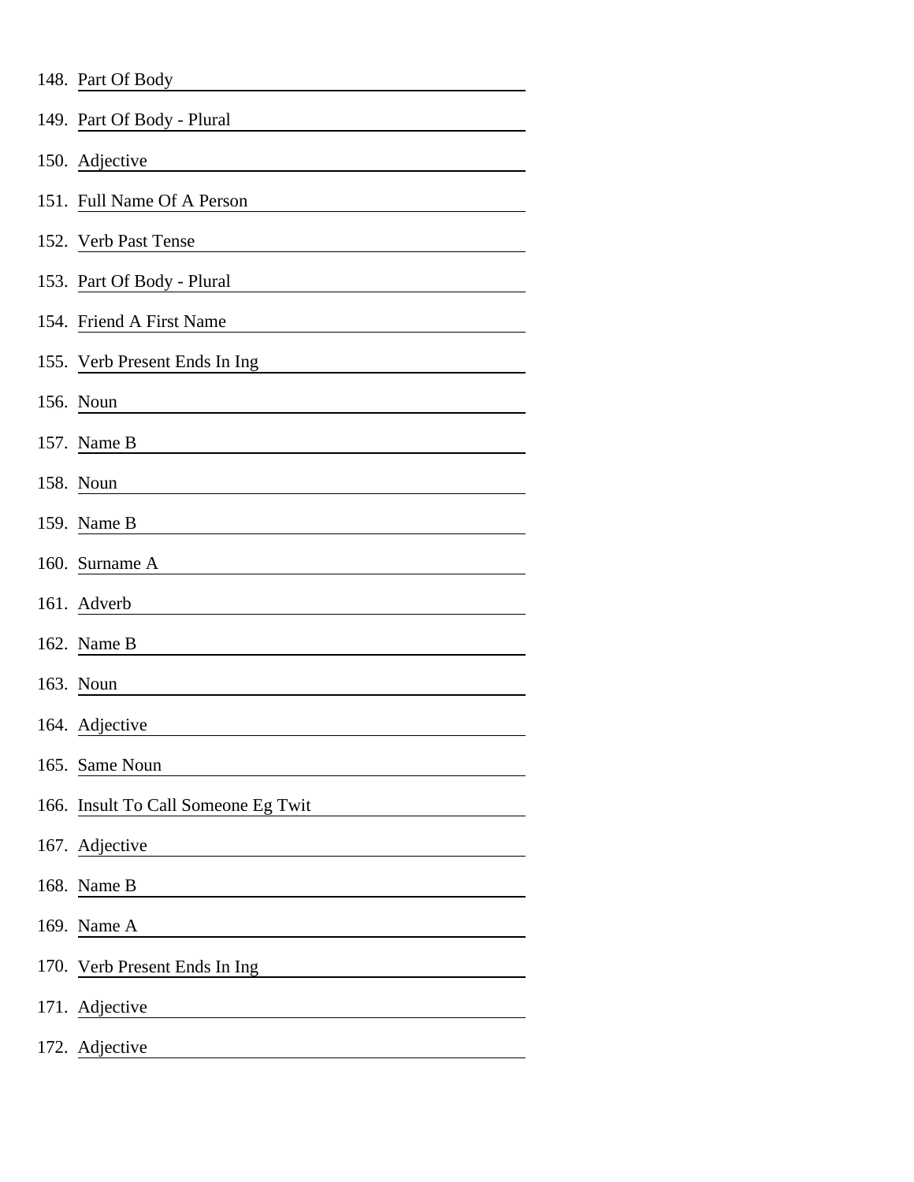148. Part Of Body \_\_\_\_\_\_\_\_\_\_\_\_\_\_\_\_\_\_\_\_

149. Part Of Body - Plural \_\_\_\_\_\_\_\_\_\_\_\_\_\_\_\_\_\_\_\_

150. Adjective \_\_\_\_\_\_\_\_\_\_\_\_\_\_\_\_\_\_\_\_

151. Full Name Of A Person \_\_\_\_\_\_\_\_\_\_\_\_\_\_\_\_\_\_\_\_

152. Verb Past Tense \_\_\_\_\_\_\_\_\_\_\_\_\_\_\_\_\_\_\_\_

153. Part Of Body - Plural \_\_\_\_\_\_\_\_\_\_\_\_\_\_\_\_\_\_\_\_

154. Friend A First Name \_\_\_\_\_\_\_\_\_\_\_\_\_\_\_\_\_\_\_\_

155. Verb Present Ends In Ing \_\_\_\_\_\_\_\_\_\_\_\_\_\_\_\_\_\_\_\_

156. Noun \_\_\_\_\_\_\_\_\_\_\_\_\_\_\_\_\_\_\_\_

157. Name B \_\_\_\_\_\_\_\_\_\_\_\_\_\_\_\_\_\_\_\_

158. Noun \_\_\_\_\_\_\_\_\_\_\_\_\_\_\_\_\_\_\_\_

159. Name B \_\_\_\_\_\_\_\_\_\_\_\_\_\_\_\_\_\_\_\_

160. Surname A \_\_\_\_\_\_\_\_\_\_\_\_\_\_\_\_\_\_\_\_

161. Adverb \_\_\_\_\_\_\_\_\_\_\_\_\_\_\_\_\_\_\_\_

162. Name B \_\_\_\_\_\_\_\_\_\_\_\_\_\_\_\_\_\_\_\_

163. Noun \_\_\_\_\_\_\_\_\_\_\_\_\_\_\_\_\_\_\_\_

164. Adjective \_\_\_\_\_\_\_\_\_\_\_\_\_\_\_\_\_\_\_\_

165. Same Noun \_\_\_\_\_\_\_\_\_\_\_\_\_\_\_\_\_\_\_\_

166. Insult To Call Someone Eg Twit \_\_\_\_\_\_\_\_\_\_\_\_\_\_\_\_\_\_\_\_

167. Adjective \_\_\_\_\_\_\_\_\_\_\_\_\_\_\_\_\_\_\_\_

168. Name B \_\_\_\_\_\_\_\_\_\_\_\_\_\_\_\_\_\_\_\_

169. Name A \_\_\_\_\_\_\_\_\_\_\_\_\_\_\_\_\_\_\_\_

170. Verb Present Ends In Ing \_\_\_\_\_\_\_\_\_\_\_\_\_\_\_\_\_\_\_\_

171. Adjective \_\_\_\_\_\_\_\_\_\_\_\_\_\_\_\_\_\_\_\_

172. Adjective \_\_\_\_\_\_\_\_\_\_\_\_\_\_\_\_\_\_\_\_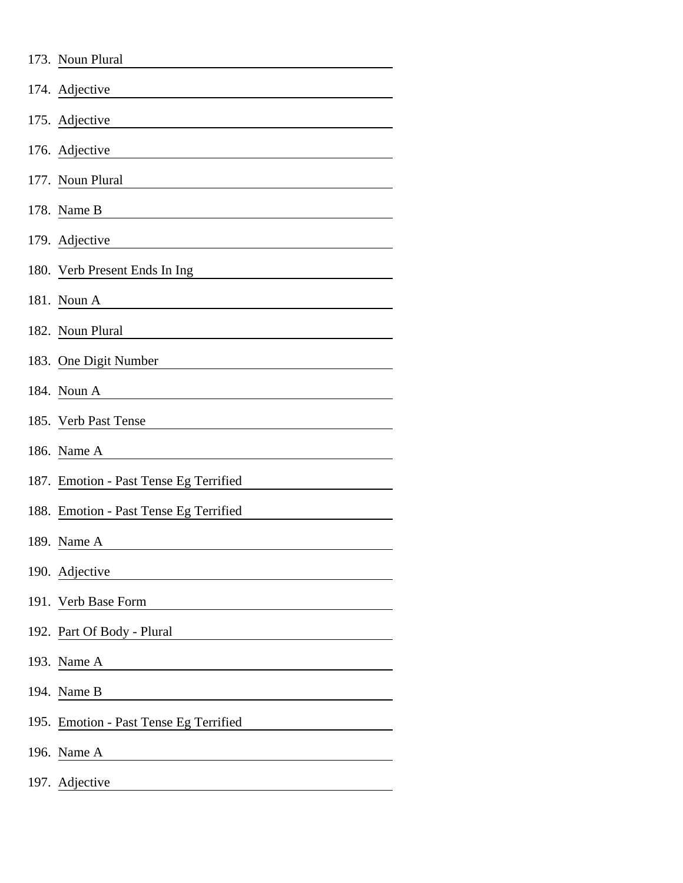173. Noun Plural ____________________
174. Adjective ____________________
175. Adjective ____________________
176. Adjective ____________________
177. Noun Plural ____________________
178. Name B ____________________
179. Adjective ____________________
180. Verb Present Ends In Ing ____________________
181. Noun A ____________________
182. Noun Plural ____________________
183. One Digit Number ____________________
184. Noun A ____________________
185. Verb Past Tense ____________________
186. Name A ____________________
187. Emotion - Past Tense Eg Terrified ____________________
188. Emotion - Past Tense Eg Terrified ____________________
189. Name A ____________________
190. Adjective ____________________
191. Verb Base Form ____________________
192. Part Of Body - Plural ____________________
193. Name A ____________________
194. Name B ____________________
195. Emotion - Past Tense Eg Terrified ____________________
196. Name A ____________________
197. Adjective ____________________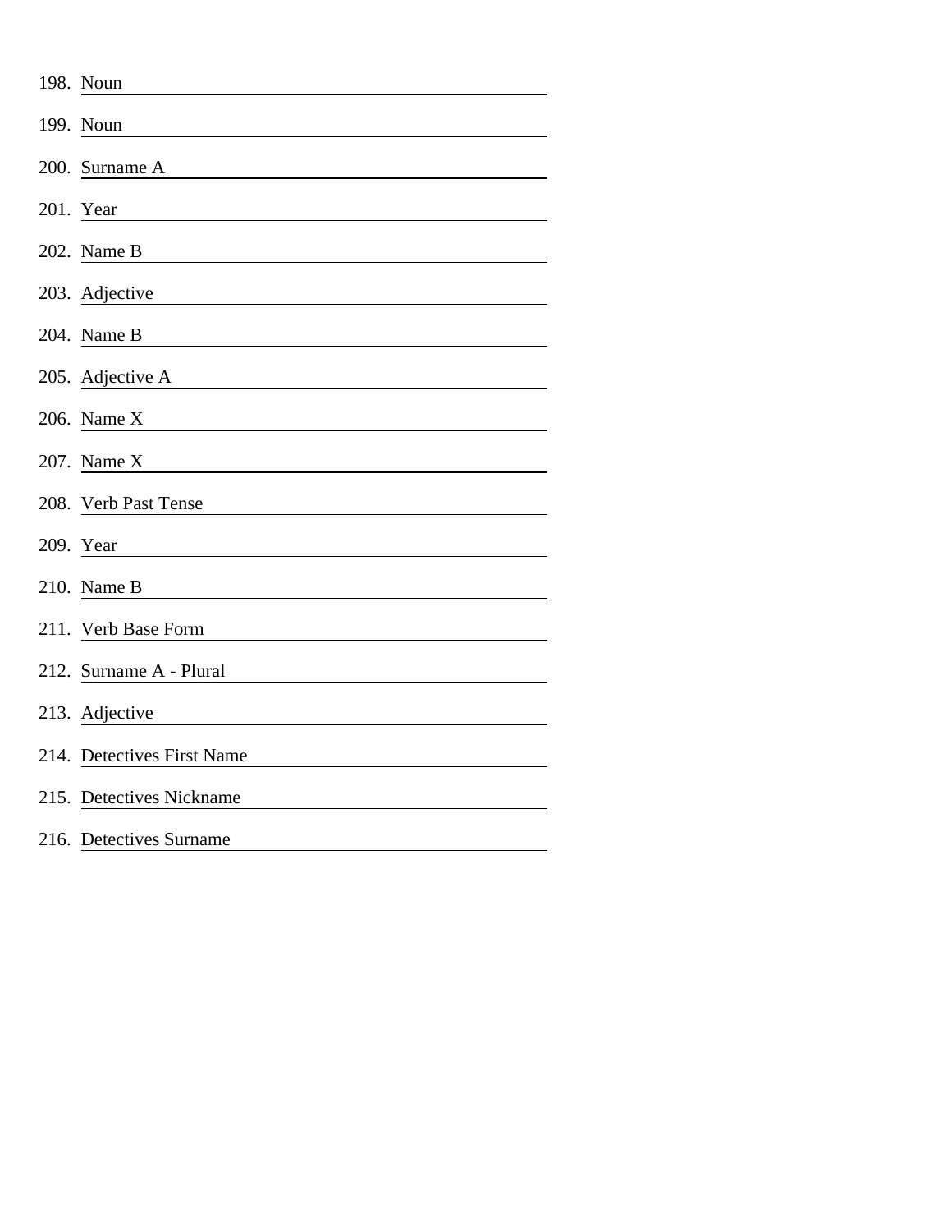198. Noun \_\_\_\_\_\_\_\_\_\_\_\_\_\_\_\_\_\_\_\_\_\_\_\_\_\_\_\_\_\_\_\_\_\_\_\_\_\_\_\_

199. Noun \_\_\_\_\_\_\_\_\_\_\_\_\_\_\_\_\_\_\_\_\_\_\_\_\_\_\_\_\_\_\_\_\_\_\_\_\_\_\_\_

200. Surname A \_\_\_\_\_\_\_\_\_\_\_\_\_\_\_\_\_\_\_\_\_\_\_\_\_\_\_\_\_\_\_\_\_\_\_\_\_\_\_\_

201. Year \_\_\_\_\_\_\_\_\_\_\_\_\_\_\_\_\_\_\_\_\_\_\_\_\_\_\_\_\_\_\_\_\_\_\_\_\_\_\_\_

202. Name B \_\_\_\_\_\_\_\_\_\_\_\_\_\_\_\_\_\_\_\_\_\_\_\_\_\_\_\_\_\_\_\_\_\_\_\_\_\_\_\_

203. Adjective \_\_\_\_\_\_\_\_\_\_\_\_\_\_\_\_\_\_\_\_\_\_\_\_\_\_\_\_\_\_\_\_\_\_\_\_\_\_\_\_

204. Name B \_\_\_\_\_\_\_\_\_\_\_\_\_\_\_\_\_\_\_\_\_\_\_\_\_\_\_\_\_\_\_\_\_\_\_\_\_\_\_\_

205. Adjective A \_\_\_\_\_\_\_\_\_\_\_\_\_\_\_\_\_\_\_\_\_\_\_\_\_\_\_\_\_\_\_\_\_\_\_\_\_\_\_\_

206. Name X \_\_\_\_\_\_\_\_\_\_\_\_\_\_\_\_\_\_\_\_\_\_\_\_\_\_\_\_\_\_\_\_\_\_\_\_\_\_\_\_

207. Name X \_\_\_\_\_\_\_\_\_\_\_\_\_\_\_\_\_\_\_\_\_\_\_\_\_\_\_\_\_\_\_\_\_\_\_\_\_\_\_\_

208. Verb Past Tense \_\_\_\_\_\_\_\_\_\_\_\_\_\_\_\_\_\_\_\_\_\_\_\_\_\_\_\_\_\_\_\_\_\_\_\_\_\_\_\_

209. Year \_\_\_\_\_\_\_\_\_\_\_\_\_\_\_\_\_\_\_\_\_\_\_\_\_\_\_\_\_\_\_\_\_\_\_\_\_\_\_\_

210. Name B \_\_\_\_\_\_\_\_\_\_\_\_\_\_\_\_\_\_\_\_\_\_\_\_\_\_\_\_\_\_\_\_\_\_\_\_\_\_\_\_

211. Verb Base Form \_\_\_\_\_\_\_\_\_\_\_\_\_\_\_\_\_\_\_\_\_\_\_\_\_\_\_\_\_\_\_\_\_\_\_\_\_\_\_\_

212. Surname A - Plural \_\_\_\_\_\_\_\_\_\_\_\_\_\_\_\_\_\_\_\_\_\_\_\_\_\_\_\_\_\_\_\_\_\_\_\_\_\_\_\_

213. Adjective \_\_\_\_\_\_\_\_\_\_\_\_\_\_\_\_\_\_\_\_\_\_\_\_\_\_\_\_\_\_\_\_\_\_\_\_\_\_\_\_

214. Detectives First Name \_\_\_\_\_\_\_\_\_\_\_\_\_\_\_\_\_\_\_\_\_\_\_\_\_\_\_\_\_\_\_\_\_\_\_\_\_\_\_\_

215. Detectives Nickname \_\_\_\_\_\_\_\_\_\_\_\_\_\_\_\_\_\_\_\_\_\_\_\_\_\_\_\_\_\_\_\_\_\_\_\_\_\_\_\_

216. Detectives Surname \_\_\_\_\_\_\_\_\_\_\_\_\_\_\_\_\_\_\_\_\_\_\_\_\_\_\_\_\_\_\_\_\_\_\_\_\_\_\_\_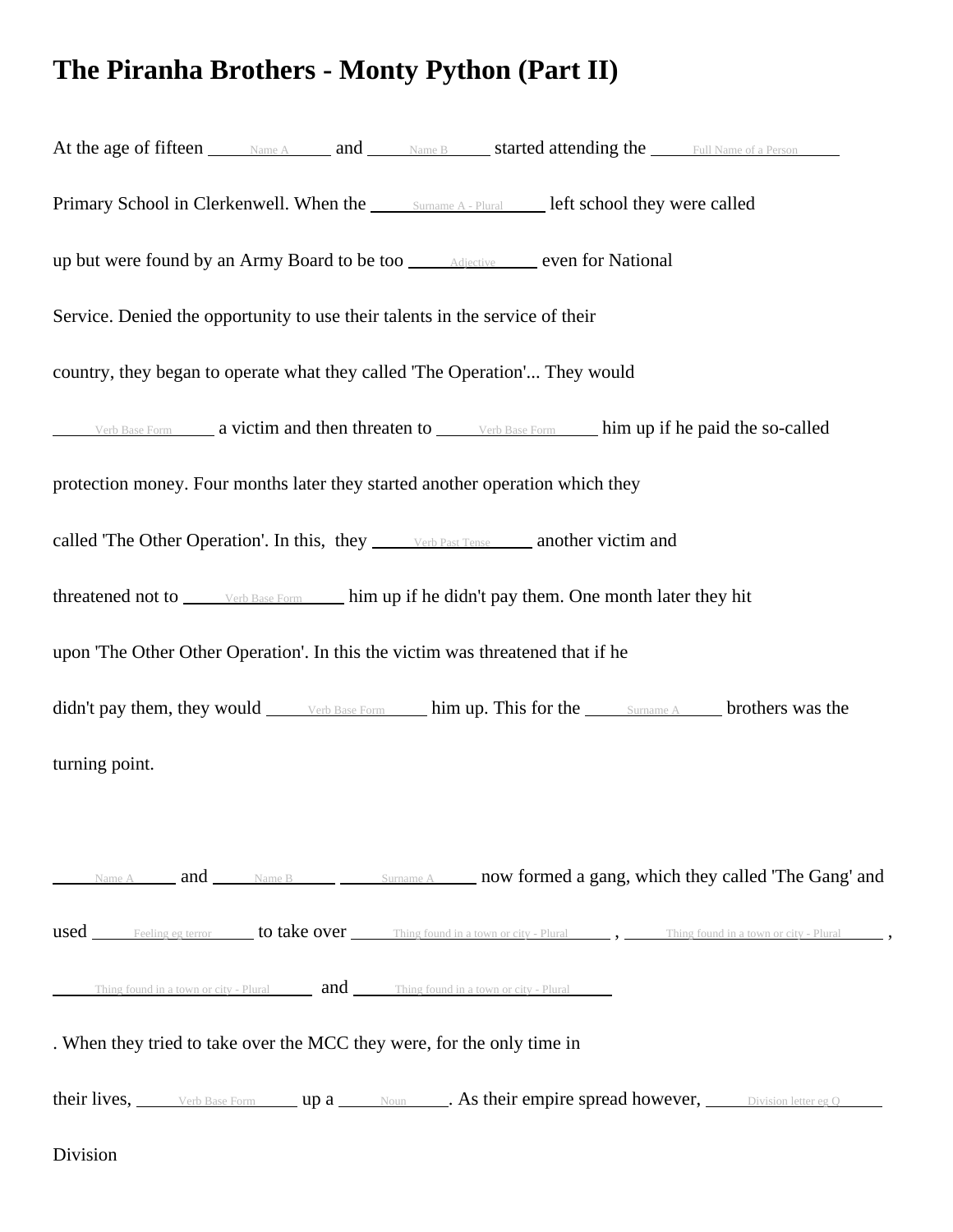# The Piranha Brothers - Monty Python (Part II)

At the age of fifteen \_\_\_\_\_Name A\_\_\_\_\_ and \_\_\_\_\_Name B\_\_\_\_\_ started attending the \_\_\_\_\_Full Name of a Person\_\_\_\_\_ Primary School in Clerkenwell. When the \_\_\_\_\_Surname A - Plural\_\_\_\_\_ left school they were called up but were found by an Army Board to be too \_\_\_\_\_Adjective\_\_\_\_\_ even for National Service. Denied the opportunity to use their talents in the service of their country, they began to operate what they called 'The Operation'... They would \_\_\_\_\_Verb Base Form\_\_\_\_\_ a victim and then threaten to \_\_\_\_\_Verb Base Form\_\_\_\_\_ him up if he paid the so-called protection money. Four months later they started another operation which they called 'The Other Operation'. In this, they \_\_\_\_\_Verb Past Tense\_\_\_\_\_ another victim and threatened not to \_\_\_\_\_Verb Base Form\_\_\_\_\_ him up if he didn't pay them. One month later they hit upon 'The Other Other Operation'. In this the victim was threatened that if he didn't pay them, they would \_\_\_\_\_Verb Base Form\_\_\_\_\_ him up. This for the \_\_\_\_\_Surname A\_\_\_\_\_ brothers was the turning point.

\_\_\_\_\_Name A\_\_\_\_\_ and \_\_\_\_\_Name B\_\_\_\_\_ \_\_\_\_\_Surname A\_\_\_\_\_ now formed a gang, which they called 'The Gang' and used \_\_\_\_\_Feeling eg terror\_\_\_\_\_ to take over \_\_\_\_\_Thing found in a town or city - Plural\_\_\_\_\_ , \_\_\_\_\_Thing found in a town or city - Plural\_\_\_\_\_ , \_\_\_\_\_Thing found in a town or city - Plural\_\_\_\_\_ and \_\_\_\_\_Thing found in a town or city - Plural\_\_\_\_\_ . When they tried to take over the MCC they were, for the only time in their lives, \_\_\_\_\_Verb Base Form\_\_\_\_\_ up a \_\_\_\_\_Noun\_\_\_\_\_. As their empire spread however, \_\_\_\_\_Division letter eg Q\_\_\_\_\_ Division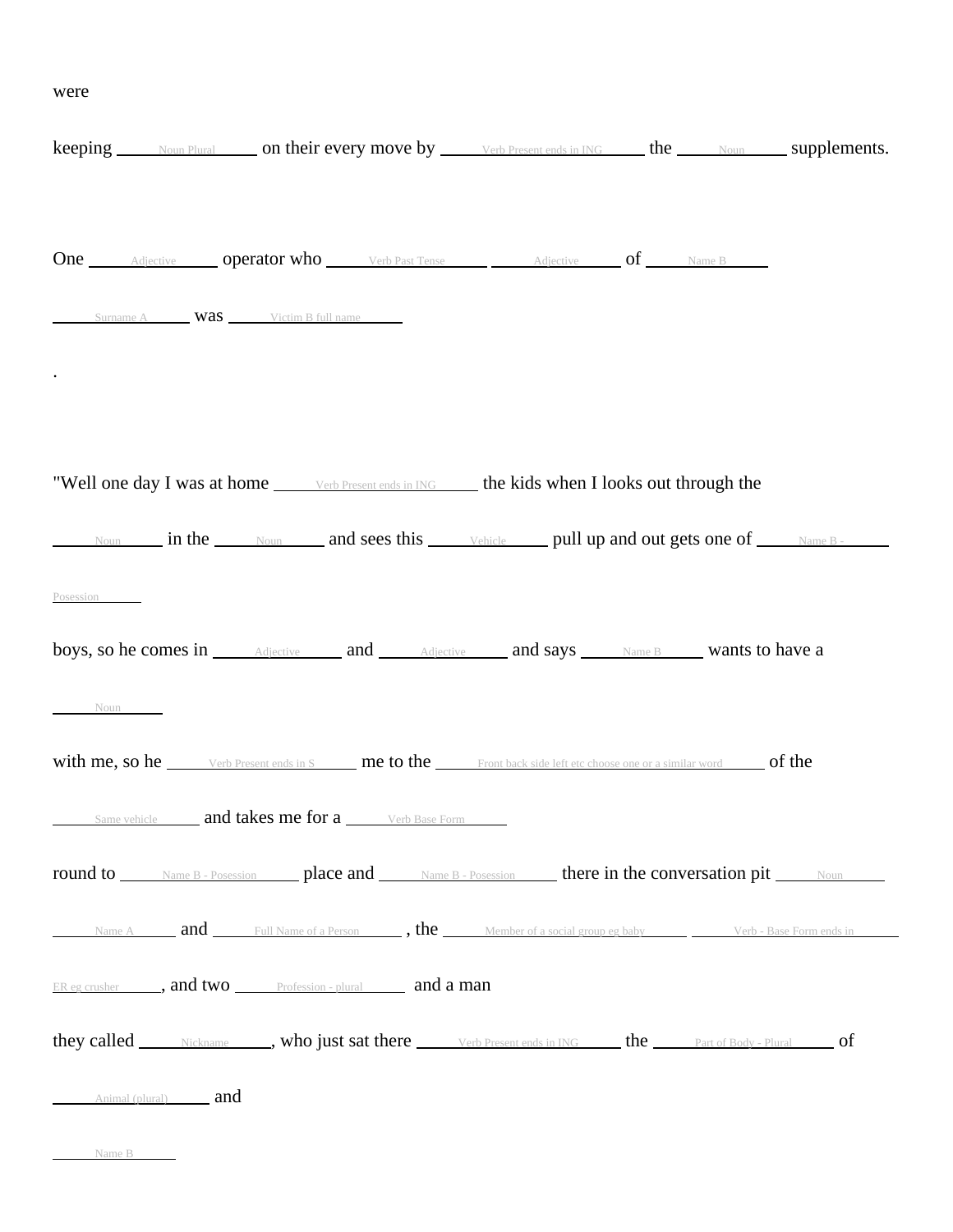were

keeping ______Noun Plural______ on their every move by ______Verb Present ends in ING______ the ______Noun______ supplements.

One ______Adjective______ operator who ______Verb Past Tense______ ______Adjective______ of ______Name B______

______Surname A______ was ______Victim B full name______

.

"Well one day I was at home ______Verb Present ends in ING______ the kids when I looks out through the

______Noun______ in the ______Noun______ and sees this ______Vehicle______ pull up and out gets one of ______Name B - Posession______

boys, so he comes in ______Adjective______ and ______Adjective______ and says ______Name B______ wants to have a

______Noun______

with me, so he ______Verb Present ends in S______ me to the ______Front back side left etc choose one or a similar word______ of the

______Same vehicle______ and takes me for a ______Verb Base Form______

round to ______Name B - Posession______ place and ______Name B - Posession______ there in the conversation pit ______Noun______

______Name A______ and ______Full Name of a Person______ , the ______Member of a social group eg baby______ ______Verb - Base Form ends in ER eg crusher______, and two ______Profession - plural______ and a man

they called ______Nickname______, who just sat there ______Verb Present ends in ING______ the ______Part of Body - Plural______ of

______Animal (plural)______ and

______Name B______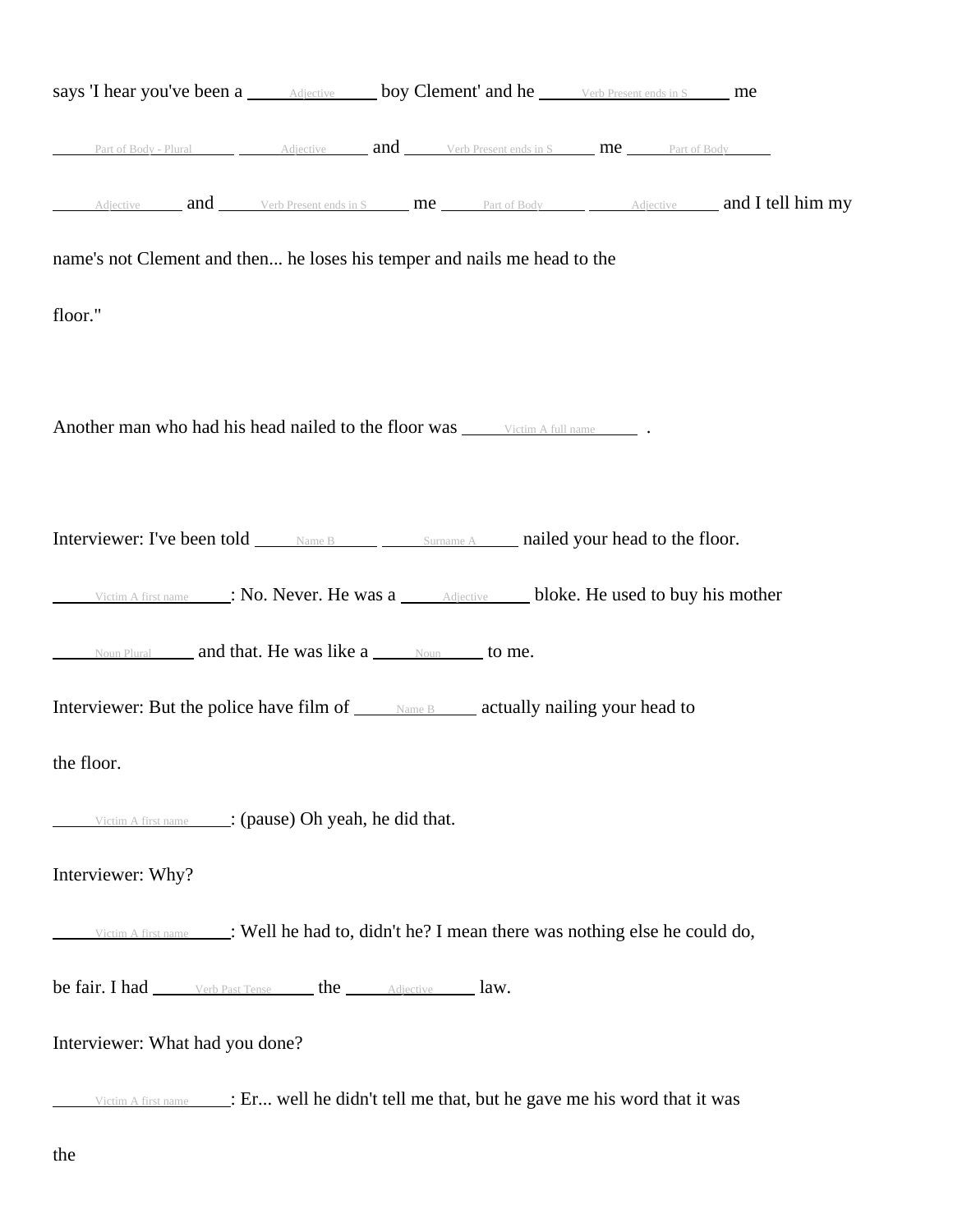says 'I hear you've been a ______Adjective______ boy Clement' and he ______Verb Present ends in S______ me

______Part of Body - Plural______ ______Adjective______ and ______Verb Present ends in S______ me ______Part of Body______

______Adjective______ and ______Verb Present ends in S______ me ______Part of Body______ ______Adjective______ and I tell him my

name's not Clement and then... he loses his temper and nails me head to the

floor."

Another man who had his head nailed to the floor was ______Victim A full name______ .

Interviewer: I've been told ______Name B______ ______Surname A______ nailed your head to the floor.

______Victim A first name______: No. Never. He was a ______Adjective______ bloke. He used to buy his mother

______Noun Plural______ and that. He was like a ______Noun______ to me.

Interviewer: But the police have film of ______Name B______ actually nailing your head to

the floor.

______Victim A first name______: (pause) Oh yeah, he did that.

Interviewer: Why?

______Victim A first name______: Well he had to, didn't he? I mean there was nothing else he could do,

be fair. I had ______Verb Past Tense______ the ______Adjective______ law.

Interviewer: What had you done?

______Victim A first name______: Er... well he didn't tell me that, but he gave me his word that it was

the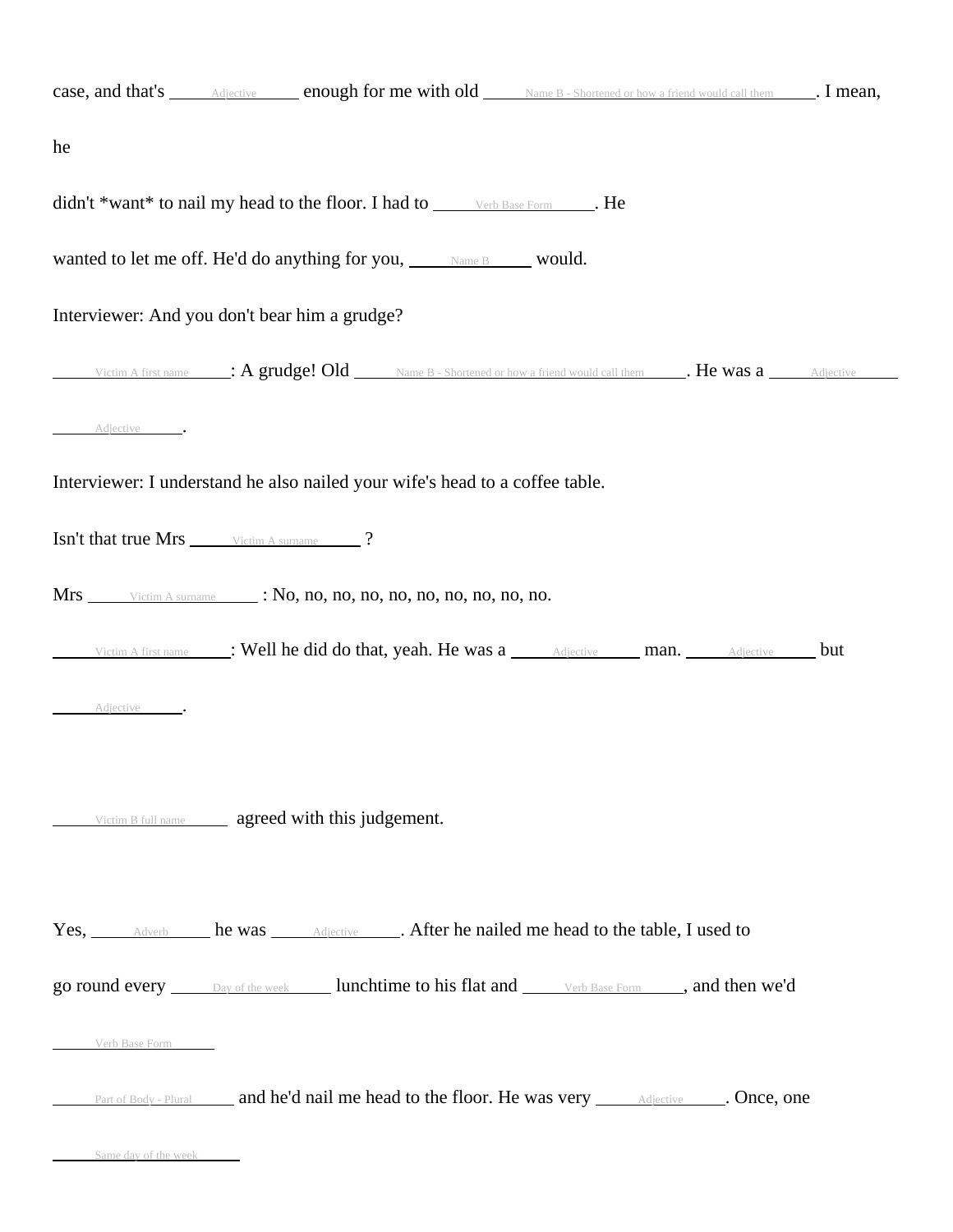case, and that's ______Adjective______ enough for me with old ______Name B - Shortened or how a friend would call them______. I mean,

he

didn't *want* to nail my head to the floor. I had to ______Verb Base Form______. He

wanted to let me off. He'd do anything for you, ______Name B______ would.

Interviewer: And you don't bear him a grudge?

______Victim A first name______: A grudge! Old ______Name B - Shortened or how a friend would call them______. He was a ______Adjective______

______Adjective______.

Interviewer: I understand he also nailed your wife's head to a coffee table.

Isn't that true Mrs ______Victim A surname______ ?

Mrs ______Victim A surname______ : No, no, no, no, no, no, no, no, no, no.

______Victim A first name______: Well he did do that, yeah. He was a ______Adjective______ man. ______Adjective______ but

______Adjective______.

______Victim B full name______ agreed with this judgement.

Yes, ______Adverb______ he was ______Adjective______. After he nailed me head to the table, I used to

go round every ______Day of the week______ lunchtime to his flat and ______Verb Base Form______, and then we'd

______Verb Base Form______

______Part of Body - Plural______ and he'd nail me head to the floor. He was very ______Adjective______. Once, one

______Same day of the week______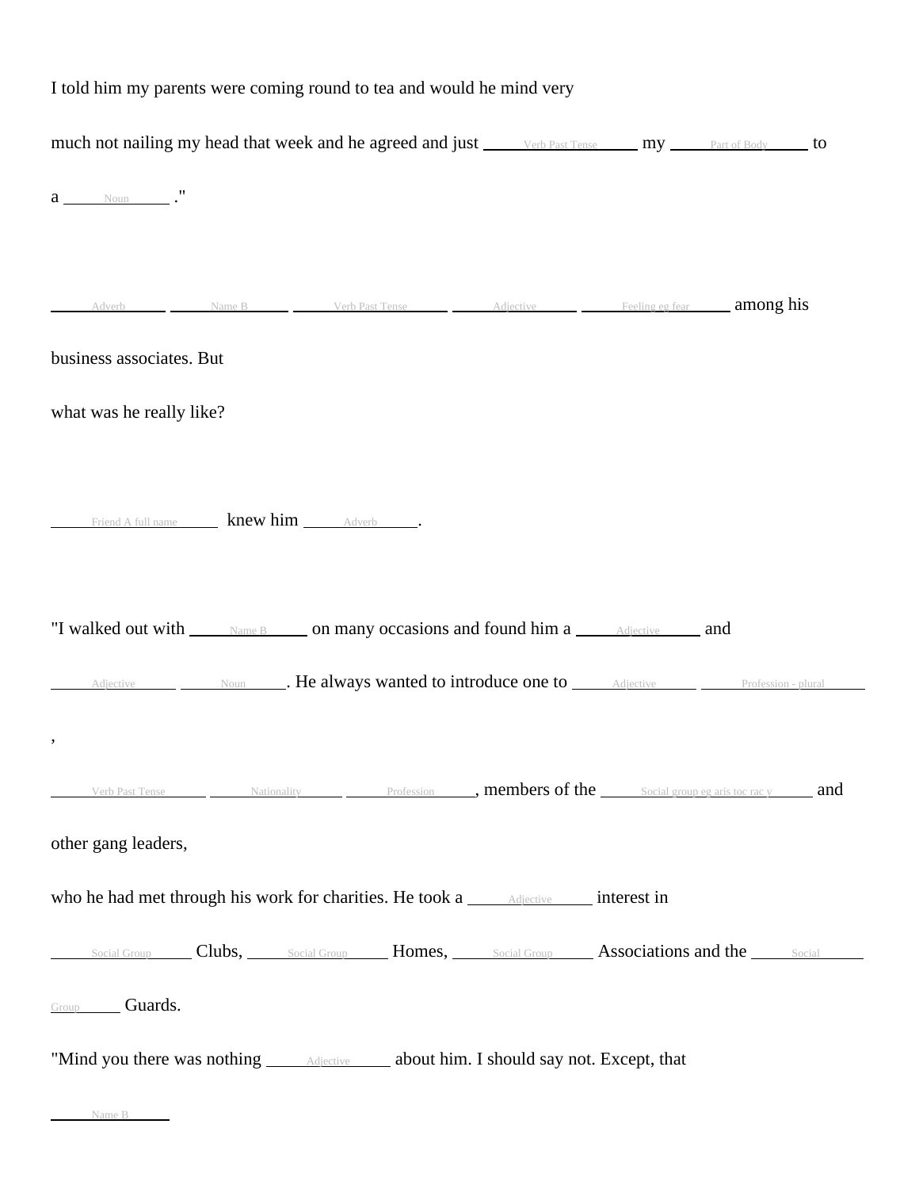I told him my parents were coming round to tea and would he mind very

much not nailing my head that week and he agreed and just ______Verb Past Tense______ my ______Part of Body______ to

a ______Noun______ ."

______Adverb______ ______Name B______ ______Verb Past Tense______ ______Adjective______ ______Feeling eg fear______ among his

business associates. But

what was he really like?

______Friend A full name______ knew him ______Adverb______.

"I walked out with ______Name B______ on many occasions and found him a ______Adjective______ and

______Adjective______ ______Noun______. He always wanted to introduce one to ______Adjective______ ______Profession - plural______

,

______Verb Past Tense______ ______Nationality______ ______Profession______, members of the ______Social group eg aris toc rac y______ and

other gang leaders,

who he had met through his work for charities. He took a ______Adjective______ interest in

______Social Group______ Clubs, ______Social Group______ Homes, ______Social Group______ Associations and the ______Social Group______ Guards.

"Mind you there was nothing ______Adjective______ about him. I should say not. Except, that

______Name B______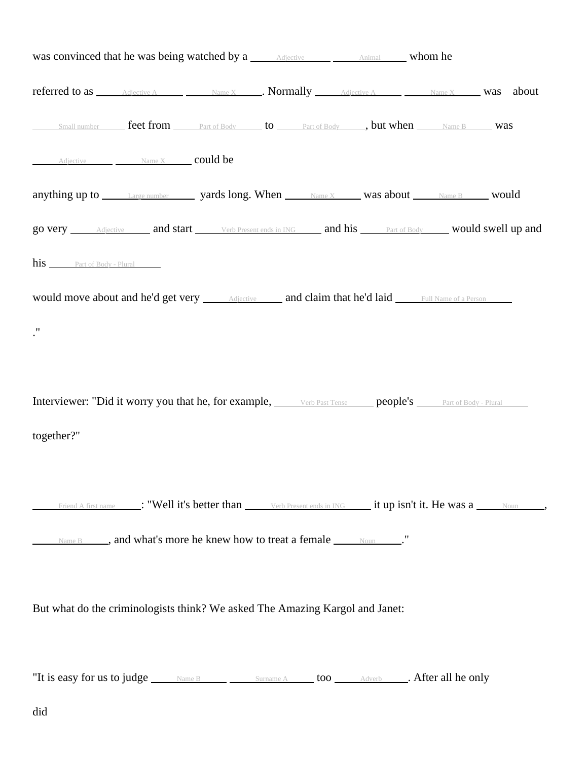was convinced that he was being watched by a ______Adjective______ ______Animal______ whom he

referred to as ______Adjective A______ ______Name X______. Normally ______Adjective A______ ______Name X______ was about

______Small number______ feet from ______Part of Body______ to ______Part of Body______, but when ______Name B______ was

______Adjective______ ______Name X______ could be

anything up to ______Large number______ yards long. When ______Name X______ was about ______Name B______ would

go very ______Adjective______ and start ______Verb Present ends in ING______ and his ______Part of Body______ would swell up and

his ______Part of Body - Plural______

would move about and he'd get very ______Adjective______ and claim that he'd laid ______Full Name of a Person______

."

Interviewer: "Did it worry you that he, for example, ______Verb Past Tense______ people's ______Part of Body - Plural______

together?"

______Friend A first name______: "Well it's better than ______Verb Present ends in ING______ it up isn't it. He was a ______Noun______,

______Name B______, and what's more he knew how to treat a female ______Noun______."

But what do the criminologists think? We asked The Amazing Kargol and Janet:

"It is easy for us to judge ______Name B______ ______Surname A______ too ______Adverb______. After all he only

did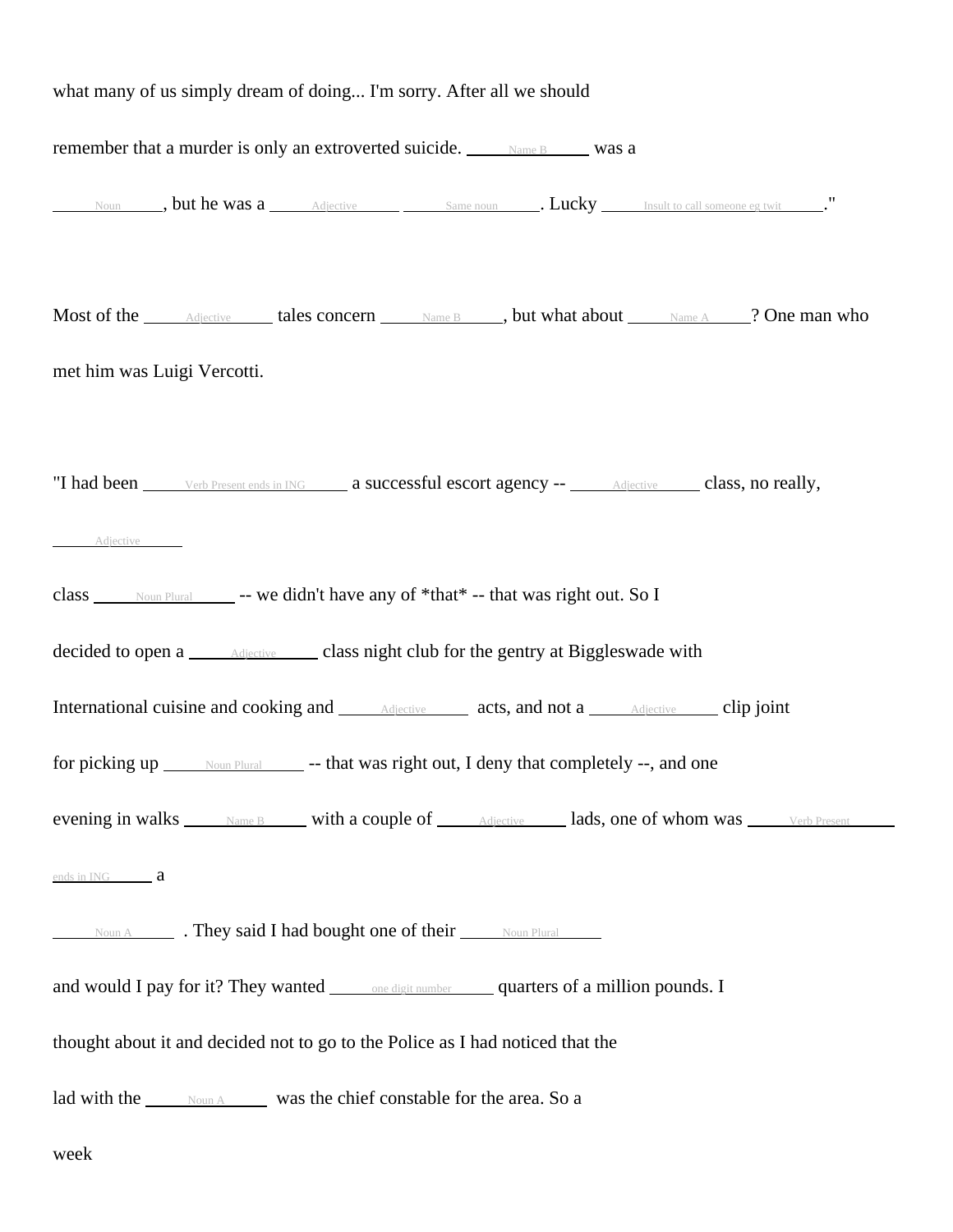what many of us simply dream of doing... I'm sorry. After all we should

remember that a murder is only an extroverted suicide. \_\_\_\_\_Name B\_\_\_\_\_ was a

\_\_\_\_\_Noun\_\_\_\_\_, but he was a \_\_\_\_\_Adjective\_\_\_\_\_ \_\_\_\_\_Same noun\_\_\_\_\_. Lucky \_\_\_\_\_Insult to call someone eg twit\_\_\_\_\_."

Most of the \_\_\_\_\_Adjective\_\_\_\_\_ tales concern \_\_\_\_\_Name B\_\_\_\_\_, but what about \_\_\_\_\_Name A\_\_\_\_\_? One man who

met him was Luigi Vercotti.

"I had been \_\_\_\_\_Verb Present ends in ING\_\_\_\_\_ a successful escort agency -- \_\_\_\_\_Adjective\_\_\_\_\_ class, no really,

\_\_\_\_\_Adjective\_\_\_\_\_

class \_\_\_\_\_Noun Plural\_\_\_\_\_ -- we didn't have any of *that* -- that was right out. So I

decided to open a \_\_\_\_\_Adjective\_\_\_\_\_ class night club for the gentry at Biggleswade with

International cuisine and cooking and \_\_\_\_\_Adjective\_\_\_\_\_ acts, and not a \_\_\_\_\_Adjective\_\_\_\_\_ clip joint

for picking up \_\_\_\_\_Noun Plural\_\_\_\_\_ -- that was right out, I deny that completely --, and one

evening in walks \_\_\_\_\_Name B\_\_\_\_\_ with a couple of \_\_\_\_\_Adjective\_\_\_\_\_ lads, one of whom was \_\_\_\_\_Verb Present ends in ING\_\_\_\_\_ a

\_\_\_\_\_Noun A\_\_\_\_\_ . They said I had bought one of their \_\_\_\_\_Noun Plural\_\_\_\_\_

and would I pay for it? They wanted \_\_\_\_\_one digit number\_\_\_\_\_ quarters of a million pounds. I

thought about it and decided not to go to the Police as I had noticed that the

lad with the \_\_\_\_\_Noun A\_\_\_\_\_ was the chief constable for the area. So a

week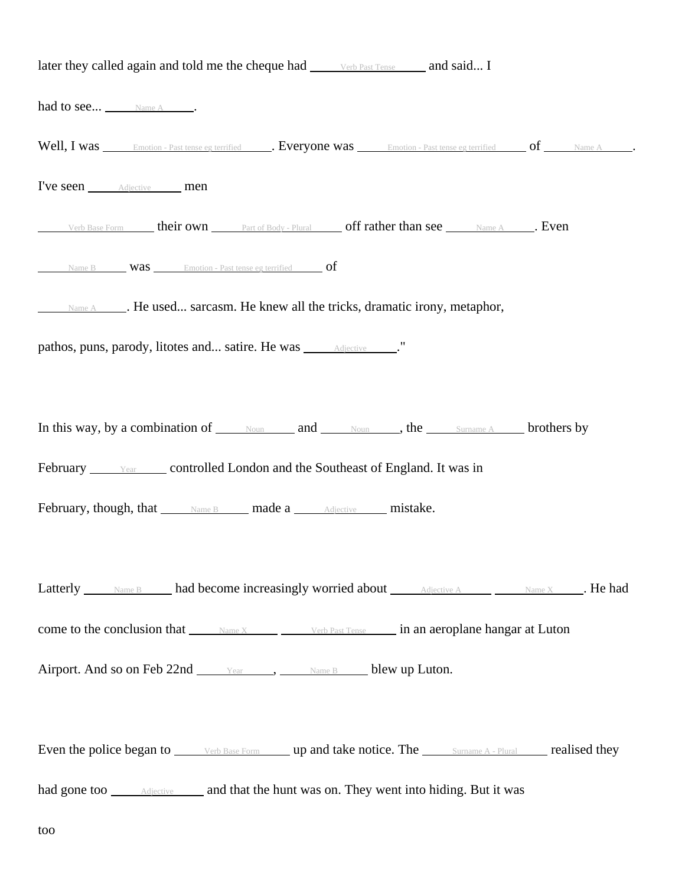later they called again and told me the cheque had ______Verb Past Tense______ and said... I

had to see... ______Name A______.

Well, I was ______Emotion - Past tense eg terrified______. Everyone was ______Emotion - Past tense eg terrified______ of ______Name A______.

I've seen ______Adjective______ men

______Verb Base Form______ their own ______Part of Body - Plural______ off rather than see ______Name A______. Even

______Name B______ was ______Emotion - Past tense eg terrified______ of

______Name A______. He used... sarcasm. He knew all the tricks, dramatic irony, metaphor,

pathos, puns, parody, litotes and... satire. He was ______Adjective______."

In this way, by a combination of ______Noun______ and ______Noun______, the ______Surname A______ brothers by

February ______Year______ controlled London and the Southeast of England. It was in

February, though, that ______Name B______ made a ______Adjective______ mistake.

Latterly ______Name B______ had become increasingly worried about ______Adjective A______ ______Name X______. He had

come to the conclusion that ______Name X______ ______Verb Past Tense______ in an aeroplane hangar at Luton

Airport. And so on Feb 22nd ______Year______, ______Name B______ blew up Luton.

Even the police began to ______Verb Base Form______ up and take notice. The ______Surname A - Plural______ realised they

had gone too ______Adjective______ and that the hunt was on. They went into hiding. But it was

too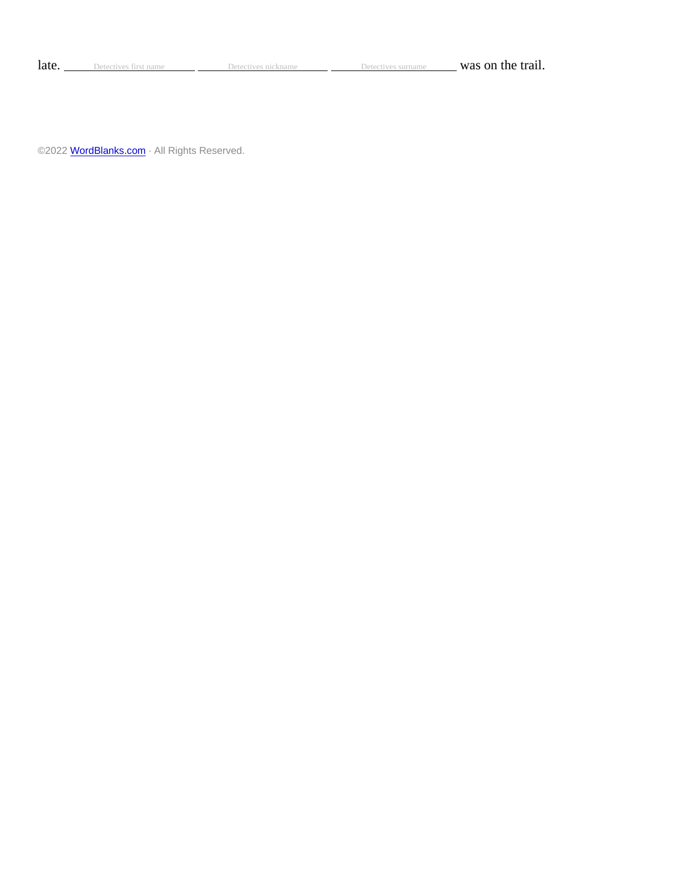late. \_\_\_Detectives first name\_\_\_ \_\_\_Detectives nickname\_\_\_ \_\_\_Detectives surname\_\_\_ was on the trail.

©2022 [WordBlanks.com](https://www.wordblanks.com) · All Rights Reserved.